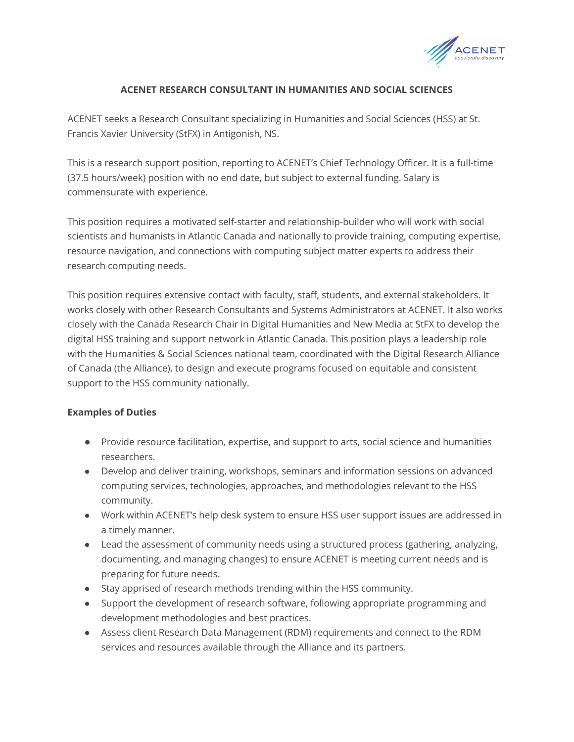# ACENET RESEARCH CONSULTANT IN HUMANITIES AND SOCIAL SCIENCES

ACENET seeks a Research Consultant specializing in Humanities and Social Sciences (HSS) at St. Francis Xavier University (StFX) in Antigonish, NS.

This is a research support position, reporting to ACENET's Chief Technology Officer. It is a full-time (37.5 hours/week) position with no end date, but subject to external funding. Salary is commensurate with experience.

This position requires a motivated self-starter and relationship-builder who will work with social scientists and humanists in Atlantic Canada and nationally to provide training, computing expertise, resource navigation, and connections with computing subject matter experts to address their research computing needs.

This position requires extensive contact with faculty, staff, students, and external stakeholders. It works closely with other Research Consultants and Systems Administrators at ACENET. It also works closely with the Canada Research Chair in Digital Humanities and New Media at StFX to develop the digital HSS training and support network in Atlantic Canada. This position plays a leadership role with the Humanities & Social Sciences national team, coordinated with the Digital Research Alliance of Canada (the Alliance), to design and execute programs focused on equitable and consistent support to the HSS community nationally.

**Examples of Duties**

- Provide resource facilitation, expertise, and support to arts, social science and humanities researchers.
- Develop and deliver training, workshops, seminars and information sessions on advanced computing services, technologies, approaches, and methodologies relevant to the HSS community.
- Work within ACENET's help desk system to ensure HSS user support issues are addressed in a timely manner.
- Lead the assessment of community needs using a structured process (gathering, analyzing, documenting, and managing changes) to ensure ACENET is meeting current needs and is preparing for future needs.
- Stay apprised of research methods trending within the HSS community.
- Support the development of research software, following appropriate programming and development methodologies and best practices.
- Assess client Research Data Management (RDM) requirements and connect to the RDM services and resources available through the Alliance and its partners.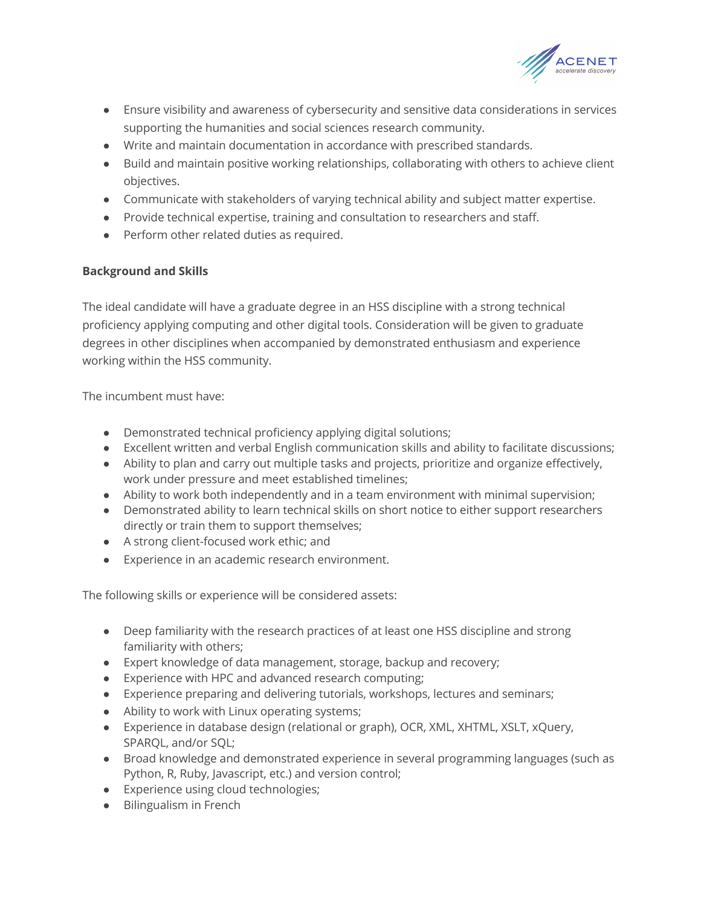- Ensure visibility and awareness of cybersecurity and sensitive data considerations in services supporting the humanities and social sciences research community.
- Write and maintain documentation in accordance with prescribed standards.
- Build and maintain positive working relationships, collaborating with others to achieve client objectives.
- Communicate with stakeholders of varying technical ability and subject matter expertise.
- Provide technical expertise, training and consultation to researchers and staff.
- Perform other related duties as required.

**Background and Skills**

The ideal candidate will have a graduate degree in an HSS discipline with a strong technical proficiency applying computing and other digital tools. Consideration will be given to graduate degrees in other disciplines when accompanied by demonstrated enthusiasm and experience working within the HSS community.

The incumbent must have:

- Demonstrated technical proficiency applying digital solutions;
- Excellent written and verbal English communication skills and ability to facilitate discussions;
- Ability to plan and carry out multiple tasks and projects, prioritize and organize effectively, work under pressure and meet established timelines;
- Ability to work both independently and in a team environment with minimal supervision;
- Demonstrated ability to learn technical skills on short notice to either support researchers directly or train them to support themselves;
- A strong client-focused work ethic; and
- Experience in an academic research environment.

The following skills or experience will be considered assets:

- Deep familiarity with the research practices of at least one HSS discipline and strong familiarity with others;
- Expert knowledge of data management, storage, backup and recovery;
- Experience with HPC and advanced research computing;
- Experience preparing and delivering tutorials, workshops, lectures and seminars;
- Ability to work with Linux operating systems;
- Experience in database design (relational or graph), OCR, XML, XHTML, XSLT, xQuery, SPARQL, and/or SQL;
- Broad knowledge and demonstrated experience in several programming languages (such as Python, R, Ruby, Javascript, etc.) and version control;
- Experience using cloud technologies;
- Bilingualism in French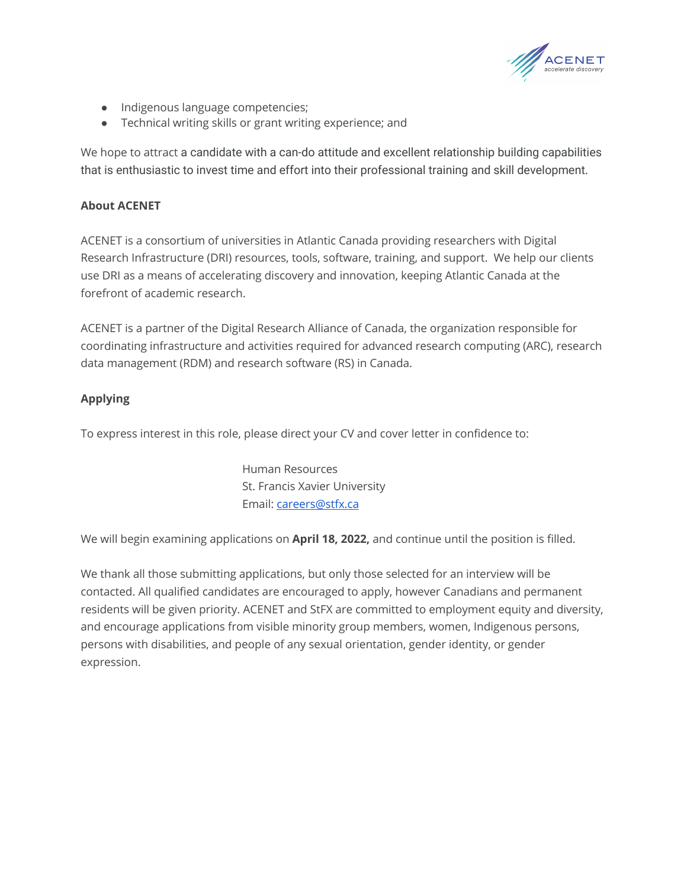- Indigenous language competencies;
- Technical writing skills or grant writing experience; and

We hope to attract a candidate with a can-do attitude and excellent relationship building capabilities that is enthusiastic to invest time and effort into their professional training and skill development.

**About ACENET**

ACENET is a consortium of universities in Atlantic Canada providing researchers with Digital Research Infrastructure (DRI) resources, tools, software, training, and support. We help our clients use DRI as a means of accelerating discovery and innovation, keeping Atlantic Canada at the forefront of academic research.

ACENET is a partner of the Digital Research Alliance of Canada, the organization responsible for coordinating infrastructure and activities required for advanced research computing (ARC), research data management (RDM) and research software (RS) in Canada.

**Applying**

To express interest in this role, please direct your CV and cover letter in confidence to:

Human Resources
St. Francis Xavier University
Email: careers@stfx.ca

We will begin examining applications on **April 18, 2022,** and continue until the position is filled.

We thank all those submitting applications, but only those selected for an interview will be contacted. All qualified candidates are encouraged to apply, however Canadians and permanent residents will be given priority. ACENET and StFX are committed to employment equity and diversity, and encourage applications from visible minority group members, women, Indigenous persons, persons with disabilities, and people of any sexual orientation, gender identity, or gender expression.